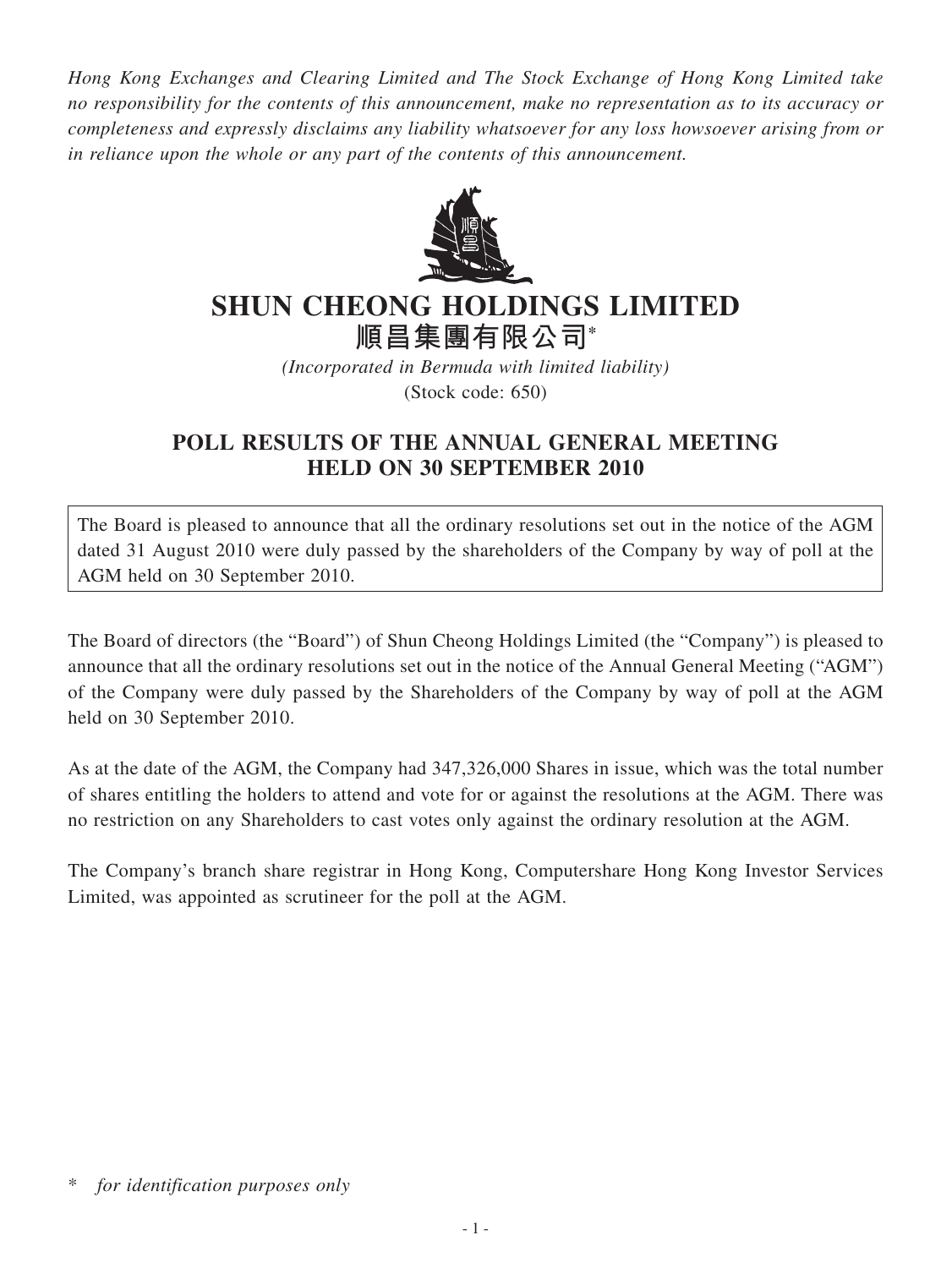*Hong Kong Exchanges and Clearing Limited and The Stock Exchange of Hong Kong Limited take no responsibility for the contents of this announcement, make no representation as to its accuracy or completeness and expressly disclaims any liability whatsoever for any loss howsoever arising from or in reliance upon the whole or any part of the contents of this announcement.*

# SHUN CHEONG HOLDINGS LIMITED
# 順昌集團有限公司*

*(Incorporated in Bermuda with limited liability)*
(Stock code: 650)

## POLL RESULTS OF THE ANNUAL GENERAL MEETING HELD ON 30 SEPTEMBER 2010

The Board is pleased to announce that all the ordinary resolutions set out in the notice of the AGM dated 31 August 2010 were duly passed by the shareholders of the Company by way of poll at the AGM held on 30 September 2010.

The Board of directors (the "Board") of Shun Cheong Holdings Limited (the "Company") is pleased to announce that all the ordinary resolutions set out in the notice of the Annual General Meeting ("AGM") of the Company were duly passed by the Shareholders of the Company by way of poll at the AGM held on 30 September 2010.

As at the date of the AGM, the Company had 347,326,000 Shares in issue, which was the total number of shares entitling the holders to attend and vote for or against the resolutions at the AGM. There was no restriction on any Shareholders to cast votes only against the ordinary resolution at the AGM.

The Company's branch share registrar in Hong Kong, Computershare Hong Kong Investor Services Limited, was appointed as scrutineer for the poll at the AGM.

\* *for identification purposes only*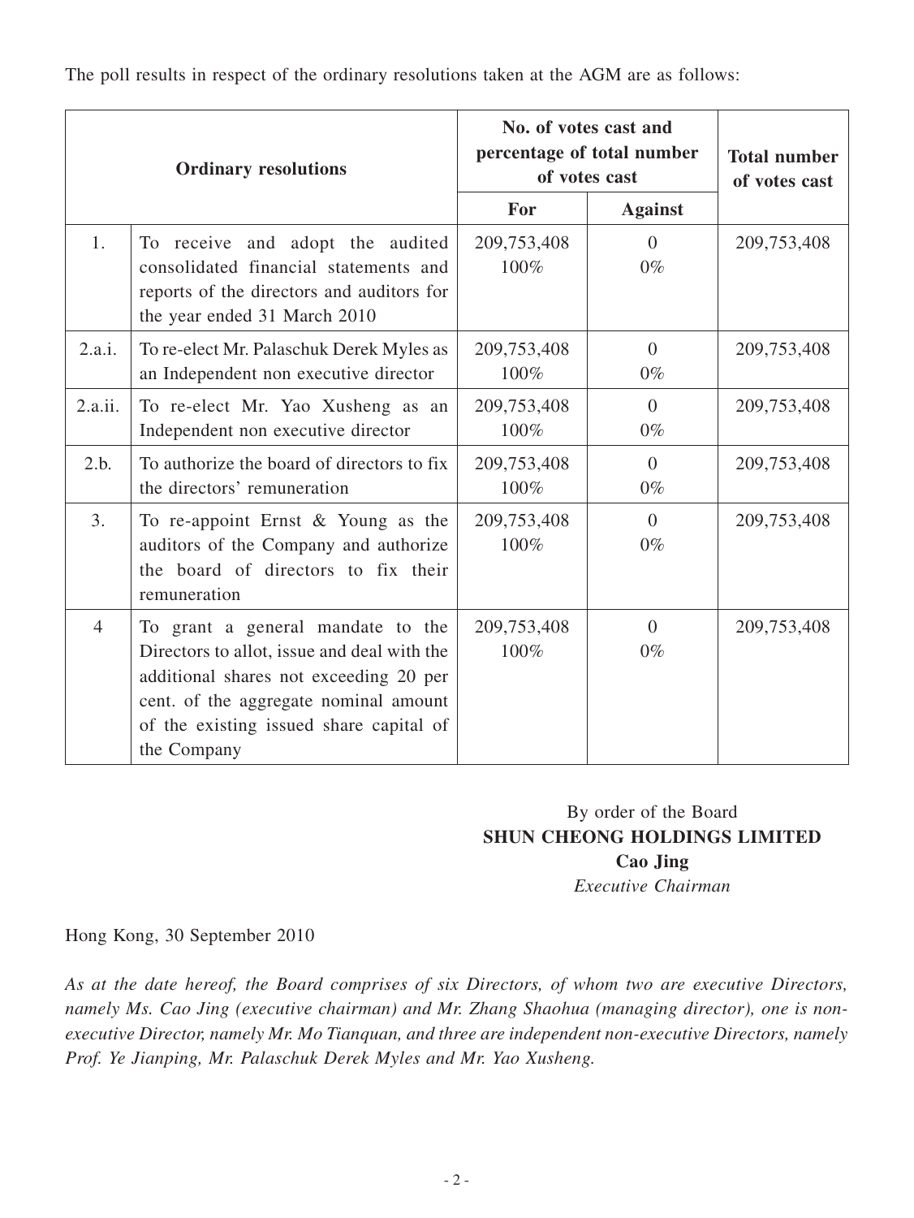The poll results in respect of the ordinary resolutions taken at the AGM are as follows:

| Ordinary resolutions | | No. of votes cast and percentage of total number of votes cast | | Total number of votes cast |
|---|---|---|---|---|
| | | For | Against | |
| 1. | To receive and adopt the audited consolidated financial statements and reports of the directors and auditors for the year ended 31 March 2010 | 209,753,408<br>100% | 0<br>0% | 209,753,408 |
| 2.a.i. | To re-elect Mr. Palaschuk Derek Myles as an Independent non executive director | 209,753,408<br>100% | 0<br>0% | 209,753,408 |
| 2.a.ii. | To re-elect Mr. Yao Xusheng as an Independent non executive director | 209,753,408<br>100% | 0<br>0% | 209,753,408 |
| 2.b. | To authorize the board of directors to fix the directors' remuneration | 209,753,408<br>100% | 0<br>0% | 209,753,408 |
| 3. | To re-appoint Ernst & Young as the auditors of the Company and authorize the board of directors to fix their remuneration | 209,753,408<br>100% | 0<br>0% | 209,753,408 |
| 4 | To grant a general mandate to the Directors to allot, issue and deal with the additional shares not exceeding 20 per cent. of the aggregate nominal amount of the existing issued share capital of the Company | 209,753,408<br>100% | 0<br>0% | 209,753,408 |

By order of the Board
**SHUN CHEONG HOLDINGS LIMITED**
**Cao Jing**
*Executive Chairman*

Hong Kong, 30 September 2010

*As at the date hereof, the Board comprises of six Directors, of whom two are executive Directors, namely Ms. Cao Jing (executive chairman) and Mr. Zhang Shaohua (managing director), one is non-executive Director, namely Mr. Mo Tianquan, and three are independent non-executive Directors, namely Prof. Ye Jianping, Mr. Palaschuk Derek Myles and Mr. Yao Xusheng.*